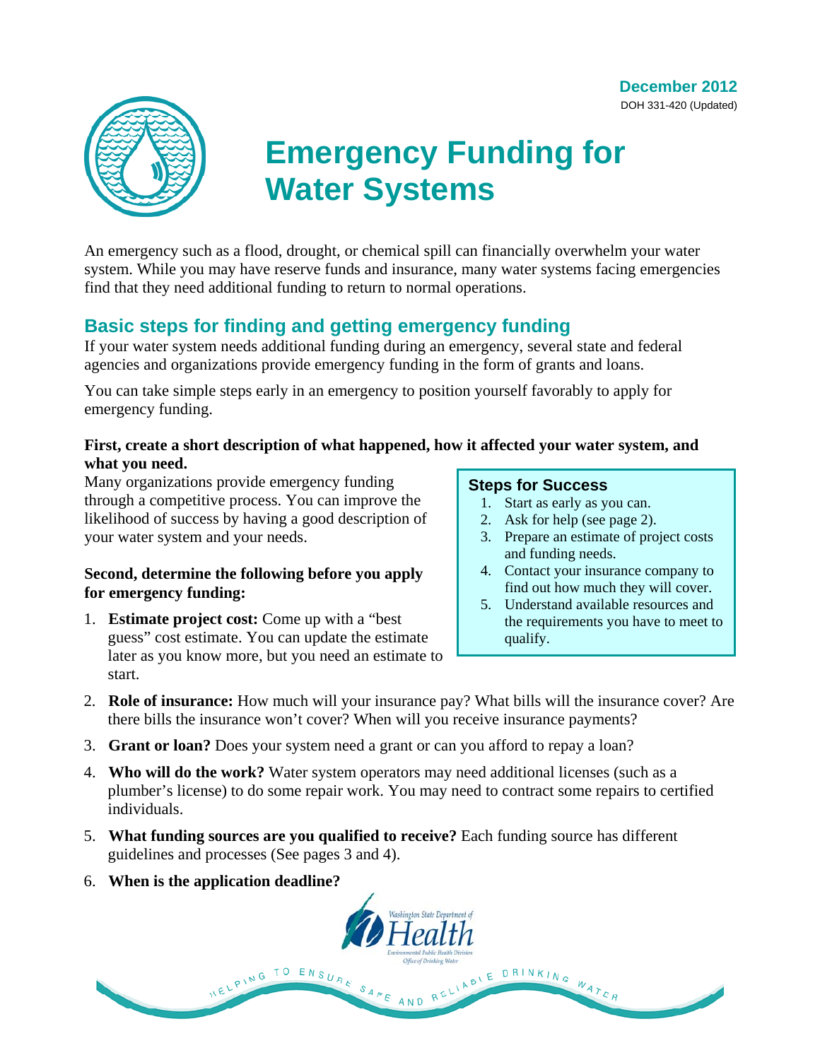December 2012
DOH 331-420 (Updated)

# Emergency Funding for Water Systems

An emergency such as a flood, drought, or chemical spill can financially overwhelm your water system. While you may have reserve funds and insurance, many water systems facing emergencies find that they need additional funding to return to normal operations.

## Basic steps for finding and getting emergency funding

If your water system needs additional funding during an emergency, several state and federal agencies and organizations provide emergency funding in the form of grants and loans.

You can take simple steps early in an emergency to position yourself favorably to apply for emergency funding.

**First, create a short description of what happened, how it affected your water system, and what you need.**

Many organizations provide emergency funding through a competitive process. You can improve the likelihood of success by having a good description of your water system and your needs.

**Second, determine the following before you apply for emergency funding:**

1. **Estimate project cost:** Come up with a "best guess" cost estimate. You can update the estimate later as you know more, but you need an estimate to start.
2. **Role of insurance:** How much will your insurance pay? What bills will the insurance cover? Are there bills the insurance won't cover? When will you receive insurance payments?
3. **Grant or loan?** Does your system need a grant or can you afford to repay a loan?
4. **Who will do the work?** Water system operators may need additional licenses (such as a plumber's license) to do some repair work. You may need to contract some repairs to certified individuals.
5. **What funding sources are you qualified to receive?** Each funding source has different guidelines and processes (See pages 3 and 4).
6. **When is the application deadline?**

### Steps for Success

1. Start as early as you can.
2. Ask for help (see page 2).
3. Prepare an estimate of project costs and funding needs.
4. Contact your insurance company to find out how much they will cover.
5. Understand available resources and the requirements you have to meet to qualify.

Washington State Department of Health
Environmental Public Health Division
Office of Drinking Water

HELPING TO ENSURE SAFE AND RELIABLE DRINKING WATER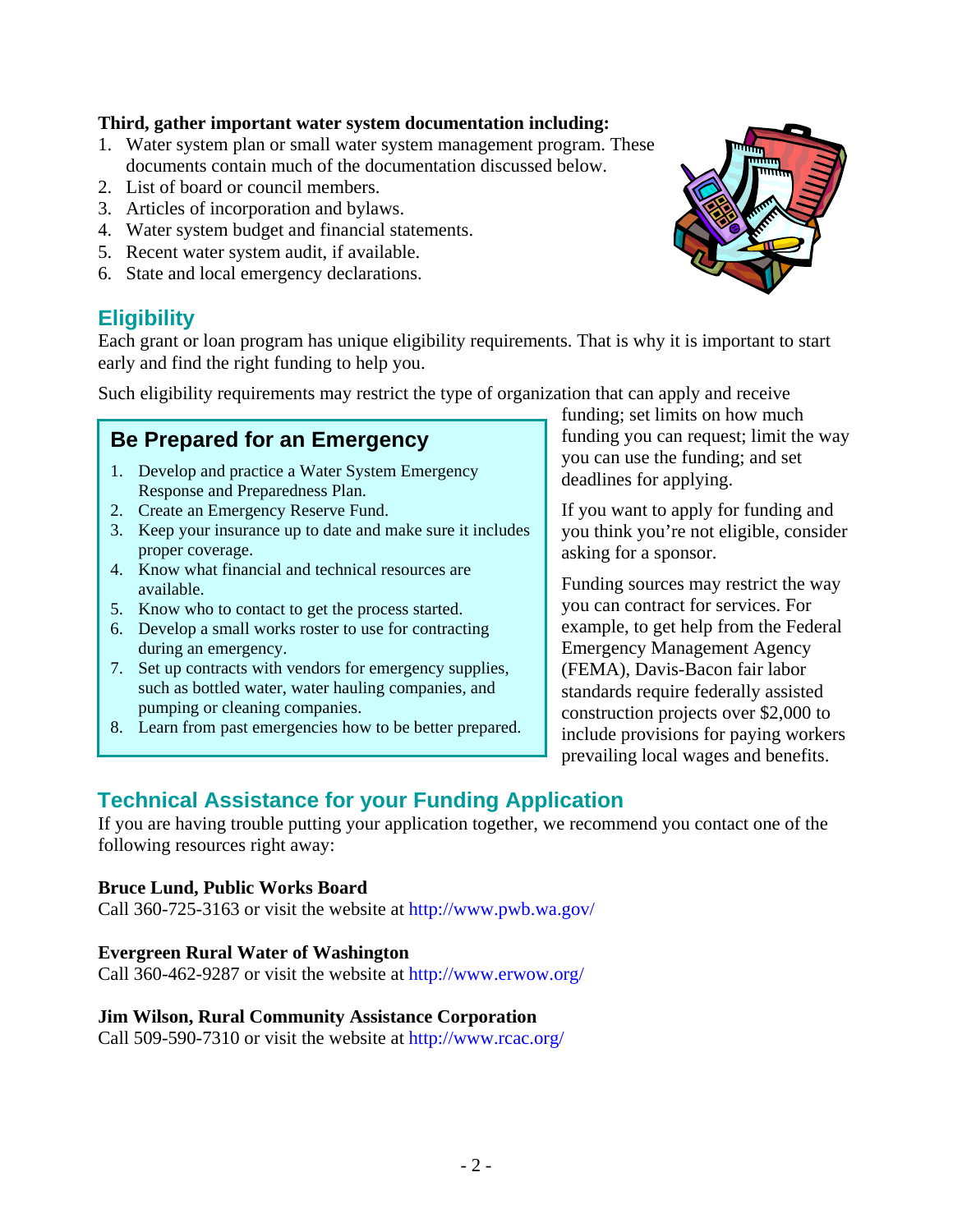**Third, gather important water system documentation including:**

1. Water system plan or small water system management program. These documents contain much of the documentation discussed below.
2. List of board or council members.
3. Articles of incorporation and bylaws.
4. Water system budget and financial statements.
5. Recent water system audit, if available.
6. State and local emergency declarations.

## Eligibility

Each grant or loan program has unique eligibility requirements. That is why it is important to start early and find the right funding to help you.

Such eligibility requirements may restrict the type of organization that can apply and receive funding; set limits on how much funding you can request; limit the way you can use the funding; and set deadlines for applying.

If you want to apply for funding and you think you're not eligible, consider asking for a sponsor.

Funding sources may restrict the way you can contract for services. For example, to get help from the Federal Emergency Management Agency (FEMA), Davis-Bacon fair labor standards require federally assisted construction projects over $2,000 to include provisions for paying workers prevailing local wages and benefits.

### Be Prepared for an Emergency

1. Develop and practice a Water System Emergency Response and Preparedness Plan.
2. Create an Emergency Reserve Fund.
3. Keep your insurance up to date and make sure it includes proper coverage.
4. Know what financial and technical resources are available.
5. Know who to contact to get the process started.
6. Develop a small works roster to use for contracting during an emergency.
7. Set up contracts with vendors for emergency supplies, such as bottled water, water hauling companies, and pumping or cleaning companies.
8. Learn from past emergencies how to be better prepared.

## Technical Assistance for your Funding Application

If you are having trouble putting your application together, we recommend you contact one of the following resources right away:

**Bruce Lund, Public Works Board**
Call 360-725-3163 or visit the website at http://www.pwb.wa.gov/

**Evergreen Rural Water of Washington**
Call 360-462-9287 or visit the website at http://www.erwow.org/

**Jim Wilson, Rural Community Assistance Corporation**
Call 509-590-7310 or visit the website at http://www.rcac.org/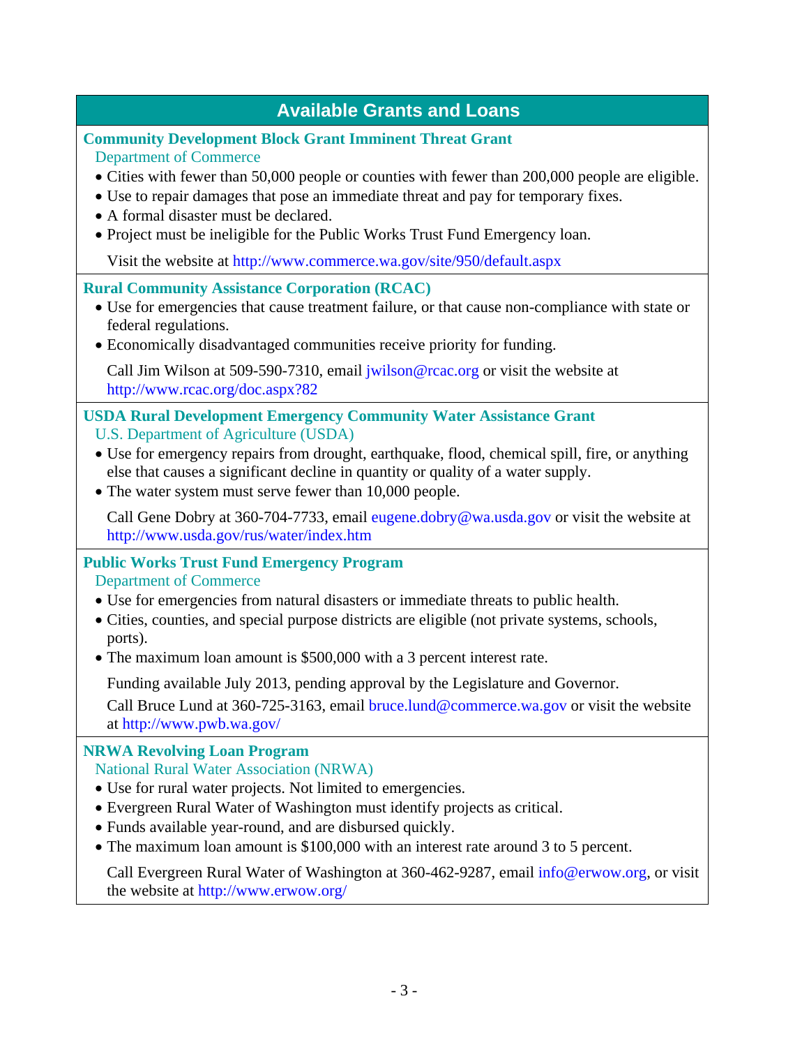## Available Grants and Loans

### Community Development Block Grant Imminent Threat Grant

Department of Commerce

- Cities with fewer than 50,000 people or counties with fewer than 200,000 people are eligible.
- Use to repair damages that pose an immediate threat and pay for temporary fixes.
- A formal disaster must be declared.
- Project must be ineligible for the Public Works Trust Fund Emergency loan.

Visit the website at http://www.commerce.wa.gov/site/950/default.aspx

### Rural Community Assistance Corporation (RCAC)

- Use for emergencies that cause treatment failure, or that cause non-compliance with state or federal regulations.
- Economically disadvantaged communities receive priority for funding.

Call Jim Wilson at 509-590-7310, email jwilson@rcac.org or visit the website at http://www.rcac.org/doc.aspx?82

### USDA Rural Development Emergency Community Water Assistance Grant

U.S. Department of Agriculture (USDA)

- Use for emergency repairs from drought, earthquake, flood, chemical spill, fire, or anything else that causes a significant decline in quantity or quality of a water supply.
- The water system must serve fewer than 10,000 people.

Call Gene Dobry at 360-704-7733, email eugene.dobry@wa.usda.gov or visit the website at http://www.usda.gov/rus/water/index.htm

### Public Works Trust Fund Emergency Program

Department of Commerce

- Use for emergencies from natural disasters or immediate threats to public health.
- Cities, counties, and special purpose districts are eligible (not private systems, schools, ports).
- The maximum loan amount is $500,000 with a 3 percent interest rate.

Funding available July 2013, pending approval by the Legislature and Governor.

Call Bruce Lund at 360-725-3163, email bruce.lund@commerce.wa.gov or visit the website at http://www.pwb.wa.gov/

### NRWA Revolving Loan Program

National Rural Water Association (NRWA)

- Use for rural water projects. Not limited to emergencies.
- Evergreen Rural Water of Washington must identify projects as critical.
- Funds available year-round, and are disbursed quickly.
- The maximum loan amount is $100,000 with an interest rate around 3 to 5 percent.

Call Evergreen Rural Water of Washington at 360-462-9287, email info@erwow.org, or visit the website at http://www.erwow.org/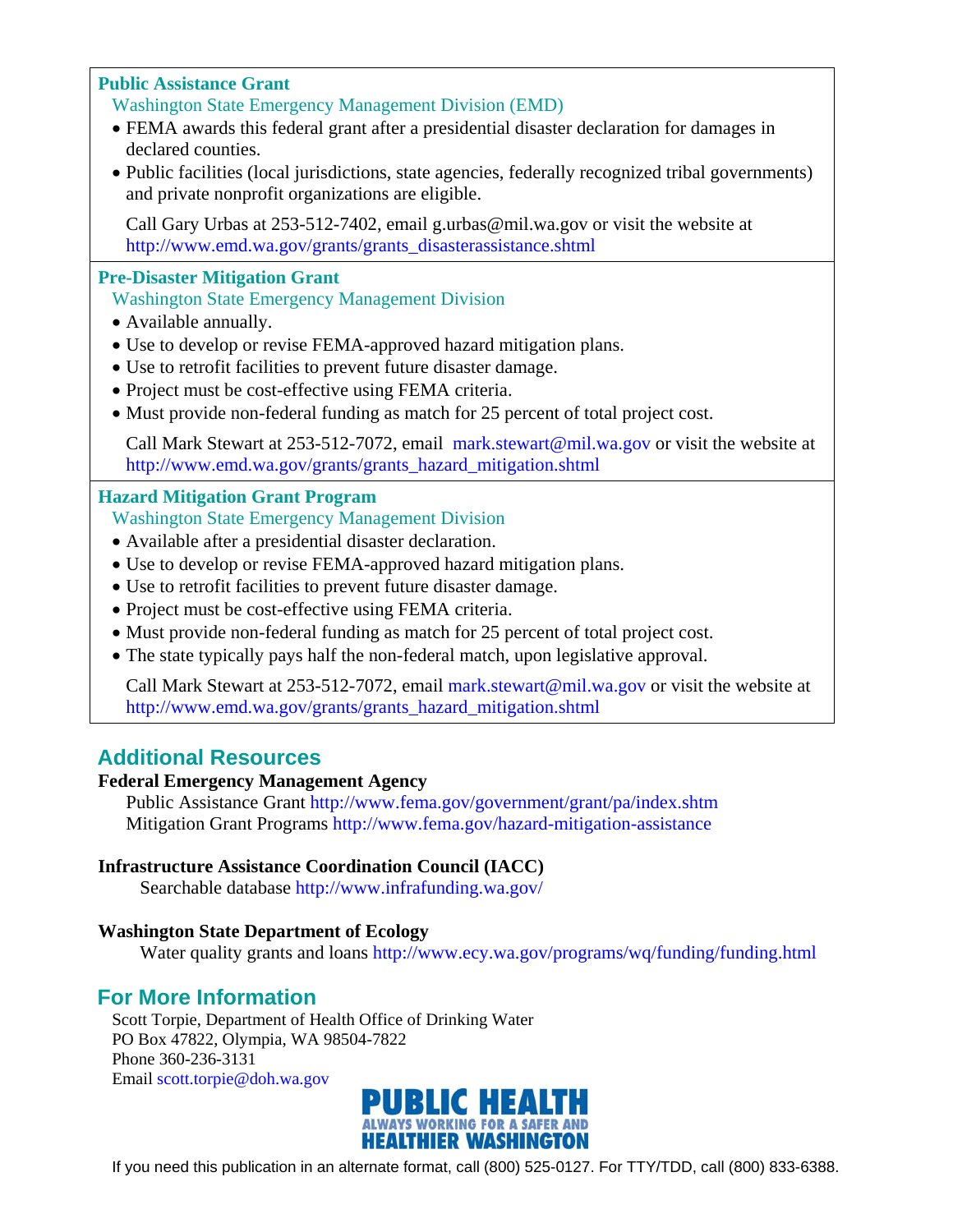### Public Assistance Grant

Washington State Emergency Management Division (EMD)

- FEMA awards this federal grant after a presidential disaster declaration for damages in declared counties.
- Public facilities (local jurisdictions, state agencies, federally recognized tribal governments) and private nonprofit organizations are eligible.

Call Gary Urbas at 253-512-7402, email g.urbas@mil.wa.gov or visit the website at http://www.emd.wa.gov/grants/grants_disasterassistance.shtml

### Pre-Disaster Mitigation Grant

Washington State Emergency Management Division

- Available annually.
- Use to develop or revise FEMA-approved hazard mitigation plans.
- Use to retrofit facilities to prevent future disaster damage.
- Project must be cost-effective using FEMA criteria.
- Must provide non-federal funding as match for 25 percent of total project cost.

Call Mark Stewart at 253-512-7072, email mark.stewart@mil.wa.gov or visit the website at http://www.emd.wa.gov/grants/grants_hazard_mitigation.shtml

### Hazard Mitigation Grant Program

Washington State Emergency Management Division

- Available after a presidential disaster declaration.
- Use to develop or revise FEMA-approved hazard mitigation plans.
- Use to retrofit facilities to prevent future disaster damage.
- Project must be cost-effective using FEMA criteria.
- Must provide non-federal funding as match for 25 percent of total project cost.
- The state typically pays half the non-federal match, upon legislative approval.

Call Mark Stewart at 253-512-7072, email mark.stewart@mil.wa.gov or visit the website at http://www.emd.wa.gov/grants/grants_hazard_mitigation.shtml

## Additional Resources

**Federal Emergency Management Agency**

Public Assistance Grant http://www.fema.gov/government/grant/pa/index.shtm
Mitigation Grant Programs http://www.fema.gov/hazard-mitigation-assistance

**Infrastructure Assistance Coordination Council (IACC)**

Searchable database http://www.infrafunding.wa.gov/

**Washington State Department of Ecology**

Water quality grants and loans http://www.ecy.wa.gov/programs/wq/funding/funding.html

## For More Information

Scott Torpie, Department of Health Office of Drinking Water
PO Box 47822, Olympia, WA 98504-7822
Phone 360-236-3131
Email scott.torpie@doh.wa.gov

**PUBLIC HEALTH**
**ALWAYS WORKING FOR A SAFER AND HEALTHIER WASHINGTON**

If you need this publication in an alternate format, call (800) 525-0127. For TTY/TDD, call (800) 833-6388.